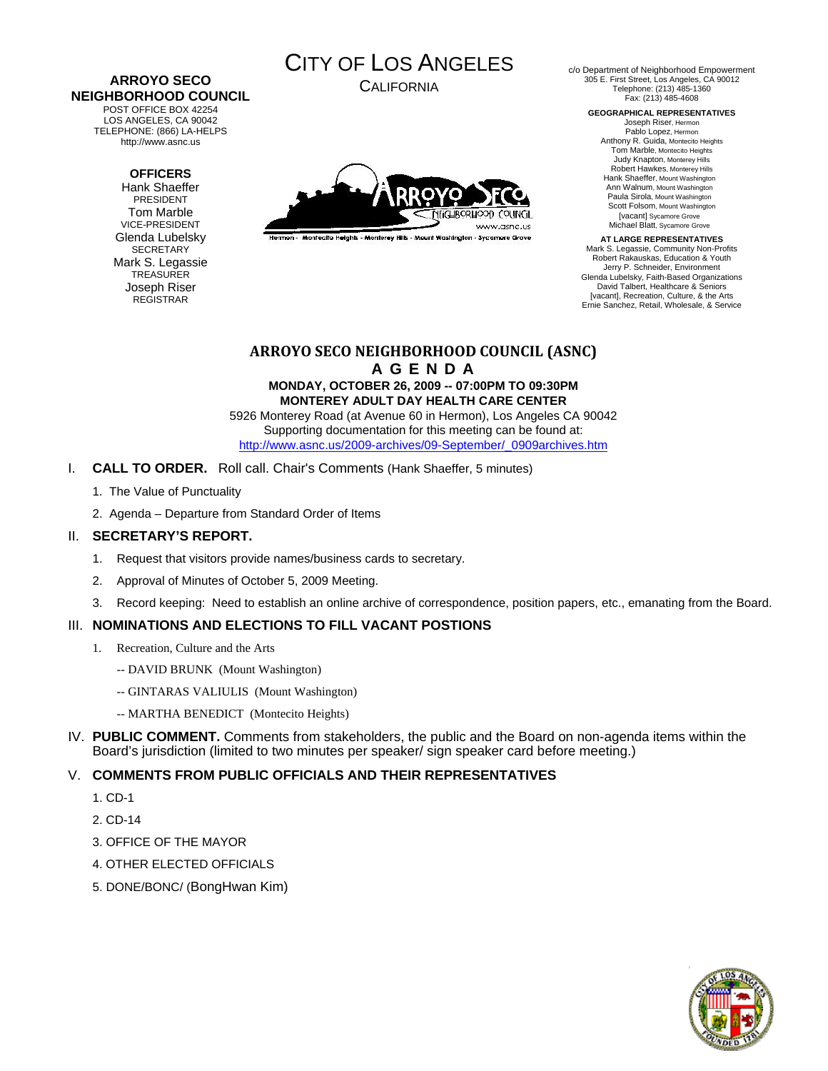# CITY OF LOS ANGELES

CALIFORNIA

**ARROYO SECO NEIGHBORHOOD COUNCIL**

POST OFFICE BOX 42254
LOS ANGELES, CA 90042
TELEPHONE: (866) LA-HELPS
http://www.asnc.us

**OFFICERS**

Hank Shaeffer
PRESIDENT
Tom Marble
VICE-PRESIDENT
Glenda Lubelsky
SECRETARY
Mark S. Legassie
TREASURER
Joseph Riser
REGISTRAR

ARROYO SECO NEIGHBORHOOD COUNCIL
www.asnc.us
Hermon - Montecito Heights - Monterey Hills - Mount Washington - Sycamore Grove

c/o Department of Neighborhood Empowerment
305 E. First Street, Los Angeles, CA 90012
Telephone: (213) 485-1360
Fax: (213) 485-4608

**GEOGRAPHICAL REPRESENTATIVES**

Joseph Riser, Hermon
Pablo Lopez, Hermon
Anthony R. Guida, Montecito Heights
Tom Marble, Montecito Heights
Judy Knapton, Monterey Hills
Robert Hawkes, Monterey Hills
Hank Shaeffer, Mount Washington
Ann Walnum, Mount Washington
Paula Sirola, Mount Washington
Scott Folsom, Mount Washington
[vacant] Sycamore Grove
Michael Blatt, Sycamore Grove

**AT LARGE REPRESENTATIVES**

Mark S. Legassie, Community Non-Profits
Robert Rakauskas, Education & Youth
Jerry P. Schneider, Environment
Glenda Lubelsky, Faith-Based Organizations
David Talbert, Healthcare & Seniors
[vacant], Recreation, Culture, & the Arts
Ernie Sanchez, Retail, Wholesale, & Service

## ARROYO SECO NEIGHBORHOOD COUNCIL (ASNC)
## A G E N D A

**MONDAY, OCTOBER 26, 2009 -- 07:00PM TO 09:30PM**
**MONTEREY ADULT DAY HEALTH CARE CENTER**
5926 Monterey Road (at Avenue 60 in Hermon), Los Angeles CA 90042
Supporting documentation for this meeting can be found at:
http://www.asnc.us/2009-archives/09-September/_0909archives.htm

I. **CALL TO ORDER.** Roll call. Chair's Comments (Hank Shaeffer, 5 minutes)

1. The Value of Punctuality
2. Agenda – Departure from Standard Order of Items

II. **SECRETARY'S REPORT.**

1. Request that visitors provide names/business cards to secretary.
2. Approval of Minutes of October 5, 2009 Meeting.
3. Record keeping: Need to establish an online archive of correspondence, position papers, etc., emanating from the Board.

III. **NOMINATIONS AND ELECTIONS TO FILL VACANT POSTIONS**

1. Recreation, Culture and the Arts

-- DAVID BRUNK (Mount Washington)

-- GINTARAS VALIULIS (Mount Washington)

-- MARTHA BENEDICT (Montecito Heights)

IV. **PUBLIC COMMENT.** Comments from stakeholders, the public and the Board on non-agenda items within the Board's jurisdiction (limited to two minutes per speaker/ sign speaker card before meeting.)

V. **COMMENTS FROM PUBLIC OFFICIALS AND THEIR REPRESENTATIVES**

1. CD-1
2. CD-14
3. OFFICE OF THE MAYOR
4. OTHER ELECTED OFFICIALS
5. DONE/BONC/ (BongHwan Kim)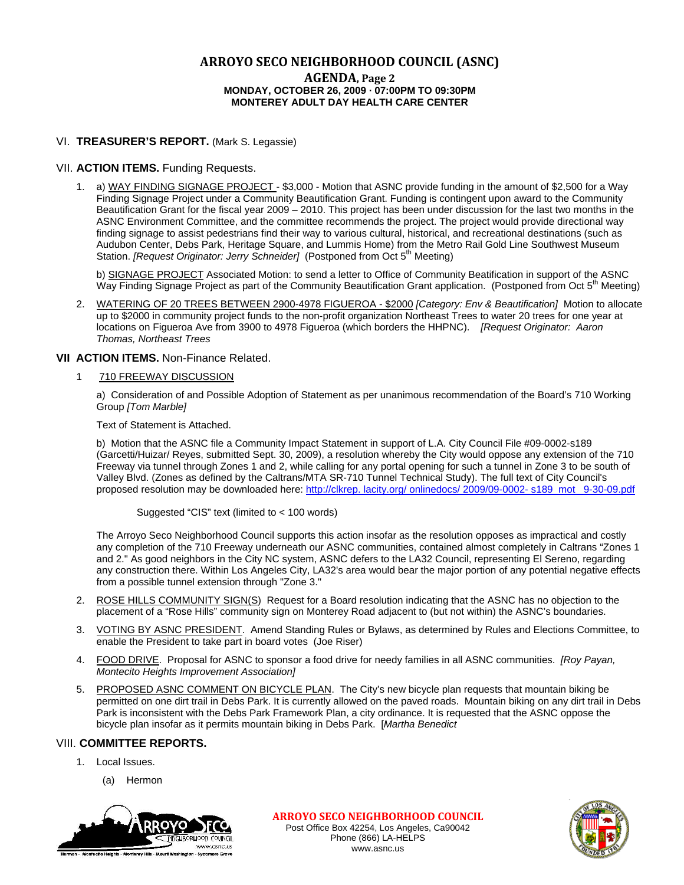# ARROYO SECO NEIGHBORHOOD COUNCIL (ASNC)

## AGENDA, Page 2

**MONDAY, OCTOBER 26, 2009 · 07:00PM TO 09:30PM**
**MONTEREY ADULT DAY HEALTH CARE CENTER**

VI. **TREASURER'S REPORT.** (Mark S. Legassie)

VII. **ACTION ITEMS.** Funding Requests.

1. a) WAY FINDING SIGNAGE PROJECT - $3,000 - Motion that ASNC provide funding in the amount of $2,500 for a Way Finding Signage Project under a Community Beautification Grant. Funding is contingent upon award to the Community Beautification Grant for the fiscal year 2009 – 2010. This project has been under discussion for the last two months in the ASNC Environment Committee, and the committee recommends the project. The project would provide directional way finding signage to assist pedestrians find their way to various cultural, historical, and recreational destinations (such as Audubon Center, Debs Park, Heritage Square, and Lummis Home) from the Metro Rail Gold Line Southwest Museum Station. *[Request Originator: Jerry Schneider]* (Postponed from Oct 5th Meeting)

   b) SIGNAGE PROJECT Associated Motion: to send a letter to Office of Community Beatification in support of the ASNC Way Finding Signage Project as part of the Community Beautification Grant application. (Postponed from Oct 5th Meeting)

2. WATERING OF 20 TREES BETWEEN 2900-4978 FIGUEROA - $2000 *[Category: Env & Beautification]* Motion to allocate up to $2000 in community project funds to the non-profit organization Northeast Trees to water 20 trees for one year at locations on Figueroa Ave from 3900 to 4978 Figueroa (which borders the HHPNC). *[Request Originator: Aaron Thomas, Northeast Trees*

**VII ACTION ITEMS.** Non-Finance Related.

1. 710 FREEWAY DISCUSSION

   a) Consideration of and Possible Adoption of Statement as per unanimous recommendation of the Board's 710 Working Group *[Tom Marble]*

   Text of Statement is Attached.

   b) Motion that the ASNC file a Community Impact Statement in support of L.A. City Council File #09-0002-s189 (Garcetti/Huizar/ Reyes, submitted Sept. 30, 2009), a resolution whereby the City would oppose any extension of the 710 Freeway via tunnel through Zones 1 and 2, while calling for any portal opening for such a tunnel in Zone 3 to be south of Valley Blvd. (Zones as defined by the Caltrans/MTA SR-710 Tunnel Technical Study). The full text of City Council's proposed resolution may be downloaded here: http://clkrep. lacity.org/ onlinedocs/ 2009/09-0002- s189_mot__9-30-09.pdf

   Suggested "CIS" text (limited to < 100 words)

   The Arroyo Seco Neighborhood Council supports this action insofar as the resolution opposes as impractical and costly any completion of the 710 Freeway underneath our ASNC communities, contained almost completely in Caltrans "Zones 1 and 2." As good neighbors in the City NC system, ASNC defers to the LA32 Council, representing El Sereno, regarding any construction there. Within Los Angeles City, LA32's area would bear the major portion of any potential negative effects from a possible tunnel extension through "Zone 3."

2. ROSE HILLS COMMUNITY SIGN(S) Request for a Board resolution indicating that the ASNC has no objection to the placement of a "Rose Hills" community sign on Monterey Road adjacent to (but not within) the ASNC's boundaries.

3. VOTING BY ASNC PRESIDENT. Amend Standing Rules or Bylaws, as determined by Rules and Elections Committee, to enable the President to take part in board votes (Joe Riser)

4. FOOD DRIVE. Proposal for ASNC to sponsor a food drive for needy families in all ASNC communities. *[Roy Payan, Montecito Heights Improvement Association]*

5. PROPOSED ASNC COMMENT ON BICYCLE PLAN. The City's new bicycle plan requests that mountain biking be permitted on one dirt trail in Debs Park. It is currently allowed on the paved roads. Mountain biking on any dirt trail in Debs Park is inconsistent with the Debs Park Framework Plan, a city ordinance. It is requested that the ASNC oppose the bicycle plan insofar as it permits mountain biking in Debs Park. [*Martha Benedict*

VIII. **COMMITTEE REPORTS.**

1. Local Issues.

   (a) Hermon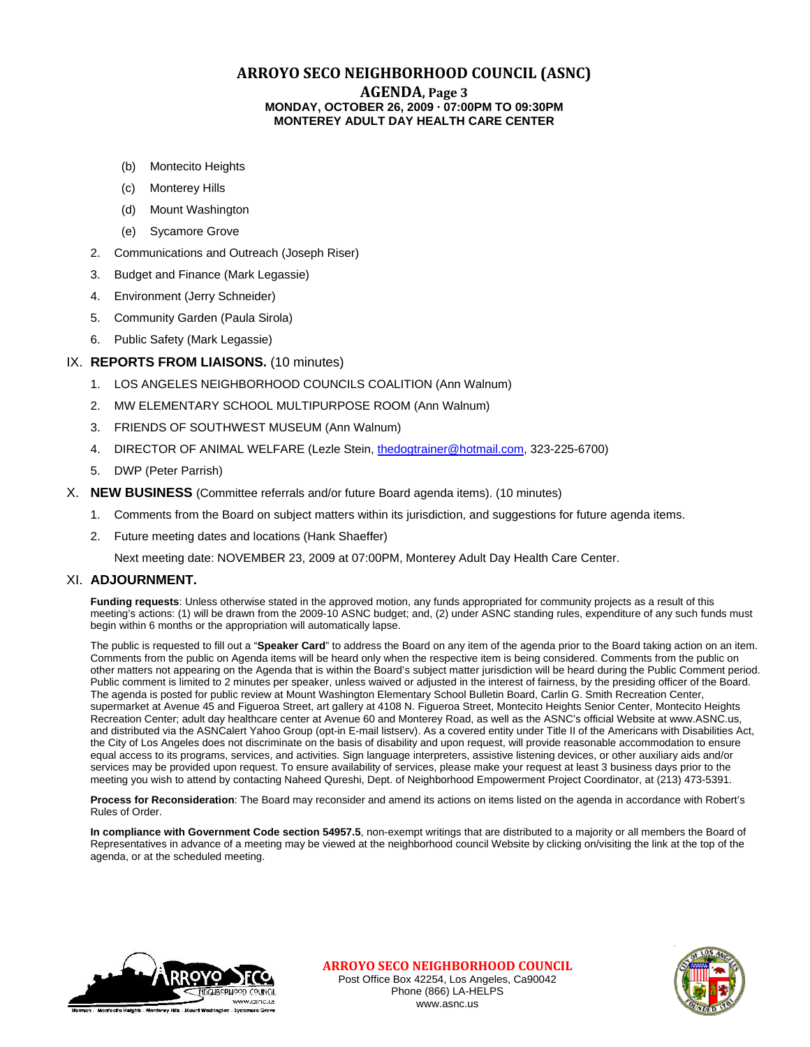(b) Montecito Heights

(c) Monterey Hills

(d) Mount Washington

(e) Sycamore Grove

2. Communications and Outreach (Joseph Riser)
3. Budget and Finance (Mark Legassie)
4. Environment (Jerry Schneider)
5. Community Garden (Paula Sirola)
6. Public Safety (Mark Legassie)

IX. **REPORTS FROM LIAISONS.** (10 minutes)

1. LOS ANGELES NEIGHBORHOOD COUNCILS COALITION (Ann Walnum)
2. MW ELEMENTARY SCHOOL MULTIPURPOSE ROOM (Ann Walnum)
3. FRIENDS OF SOUTHWEST MUSEUM (Ann Walnum)
4. DIRECTOR OF ANIMAL WELFARE (Lezle Stein, thedogtrainer@hotmail.com, 323-225-6700)
5. DWP (Peter Parrish)

X. **NEW BUSINESS** (Committee referrals and/or future Board agenda items). (10 minutes)

1. Comments from the Board on subject matters within its jurisdiction, and suggestions for future agenda items.
2. Future meeting dates and locations (Hank Shaeffer)

   Next meeting date: NOVEMBER 23, 2009 at 07:00PM, Monterey Adult Day Health Care Center.

XI. **ADJOURNMENT.**

**Funding requests**: Unless otherwise stated in the approved motion, any funds appropriated for community projects as a result of this meeting's actions: (1) will be drawn from the 2009-10 ASNC budget; and, (2) under ASNC standing rules, expenditure of any such funds must begin within 6 months or the appropriation will automatically lapse.

The public is requested to fill out a "**Speaker Card**" to address the Board on any item of the agenda prior to the Board taking action on an item. Comments from the public on Agenda items will be heard only when the respective item is being considered. Comments from the public on other matters not appearing on the Agenda that is within the Board's subject matter jurisdiction will be heard during the Public Comment period. Public comment is limited to 2 minutes per speaker, unless waived or adjusted in the interest of fairness, by the presiding officer of the Board. The agenda is posted for public review at Mount Washington Elementary School Bulletin Board, Carlin G. Smith Recreation Center, supermarket at Avenue 45 and Figueroa Street, art gallery at 4108 N. Figueroa Street, Montecito Heights Senior Center, Montecito Heights Recreation Center; adult day healthcare center at Avenue 60 and Monterey Road, as well as the ASNC's official Website at www.ASNC.us, and distributed via the ASNCalert Yahoo Group (opt-in E-mail listserv). As a covered entity under Title II of the Americans with Disabilities Act, the City of Los Angeles does not discriminate on the basis of disability and upon request, will provide reasonable accommodation to ensure equal access to its programs, services, and activities. Sign language interpreters, assistive listening devices, or other auxiliary aids and/or services may be provided upon request. To ensure availability of services, please make your request at least 3 business days prior to the meeting you wish to attend by contacting Naheed Qureshi, Dept. of Neighborhood Empowerment Project Coordinator, at (213) 473-5391.

**Process for Reconsideration**: The Board may reconsider and amend its actions on items listed on the agenda in accordance with Robert's Rules of Order.

**In compliance with Government Code section 54957.5**, non-exempt writings that are distributed to a majority or all members the Board of Representatives in advance of a meeting may be viewed at the neighborhood council Website by clicking on/visiting the link at the top of the agenda, or at the scheduled meeting.

**ARROYO SECO NEIGHBORHOOD COUNCIL**
Post Office Box 42254, Los Angeles, Ca90042
Phone (866) LA-HELPS
www.asnc.us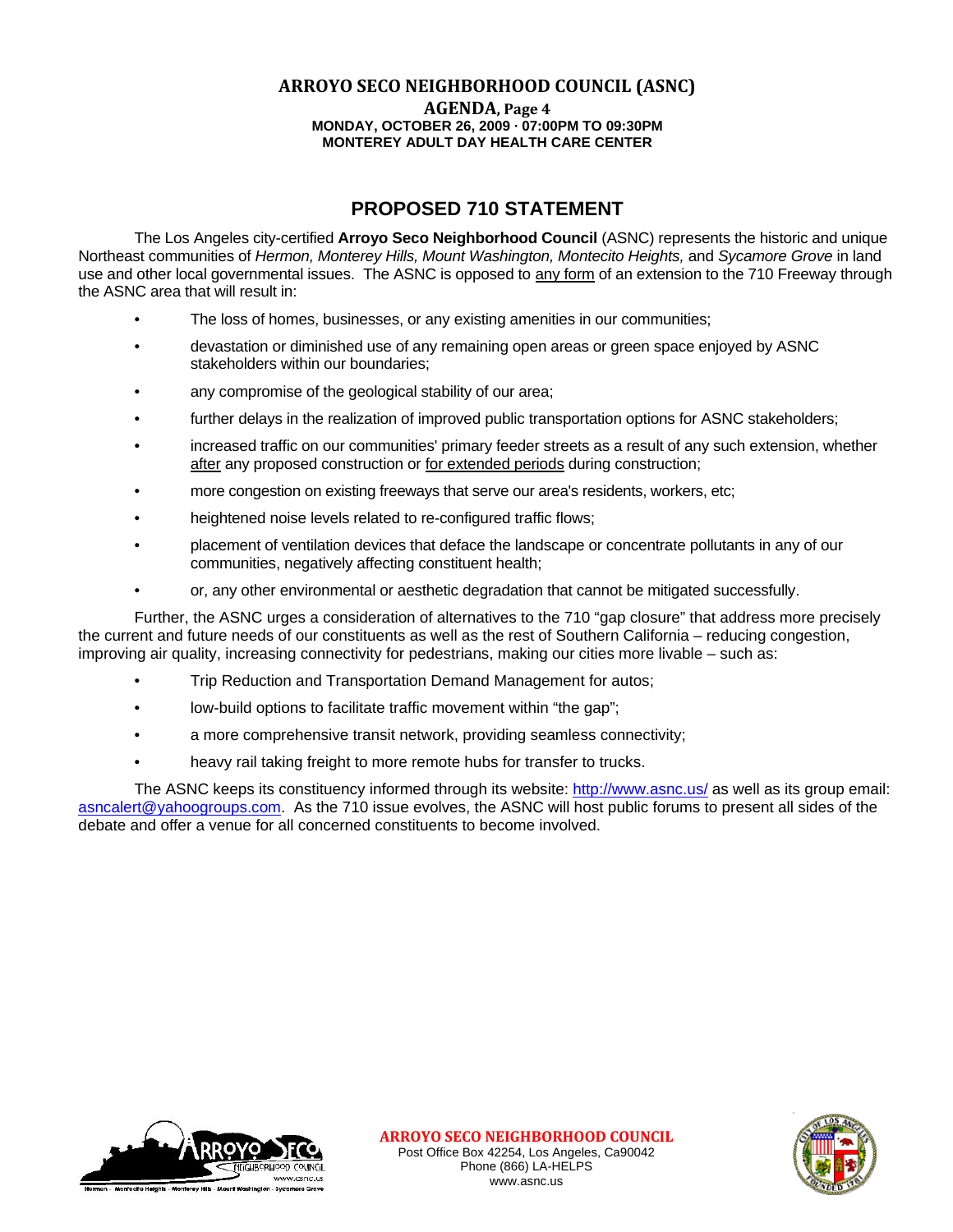# PROPOSED 710 STATEMENT

The Los Angeles city-certified **Arroyo Seco Neighborhood Council** (ASNC) represents the historic and unique Northeast communities of *Hermon, Monterey Hills, Mount Washington, Montecito Heights,* and *Sycamore Grove* in land use and other local governmental issues. The ASNC is opposed to <u>any form</u> of an extension to the 710 Freeway through the ASNC area that will result in:

- The loss of homes, businesses, or any existing amenities in our communities;
- devastation or diminished use of any remaining open areas or green space enjoyed by ASNC stakeholders within our boundaries;
- any compromise of the geological stability of our area;
- further delays in the realization of improved public transportation options for ASNC stakeholders;
- increased traffic on our communities' primary feeder streets as a result of any such extension, whether <u>after</u> any proposed construction or <u>for extended periods</u> during construction;
- more congestion on existing freeways that serve our area's residents, workers, etc;
- heightened noise levels related to re-configured traffic flows;
- placement of ventilation devices that deface the landscape or concentrate pollutants in any of our communities, negatively affecting constituent health;
- or, any other environmental or aesthetic degradation that cannot be mitigated successfully.

Further, the ASNC urges a consideration of alternatives to the 710 "gap closure" that address more precisely the current and future needs of our constituents as well as the rest of Southern California – reducing congestion, improving air quality, increasing connectivity for pedestrians, making our cities more livable – such as:

- Trip Reduction and Transportation Demand Management for autos;
- low-build options to facilitate traffic movement within "the gap";
- a more comprehensive transit network, providing seamless connectivity;
- heavy rail taking freight to more remote hubs for transfer to trucks.

The ASNC keeps its constituency informed through its website: http://www.asnc.us/ as well as its group email: asncalert@yahoogroups.com. As the 710 issue evolves, the ASNC will host public forums to present all sides of the debate and offer a venue for all concerned constituents to become involved.